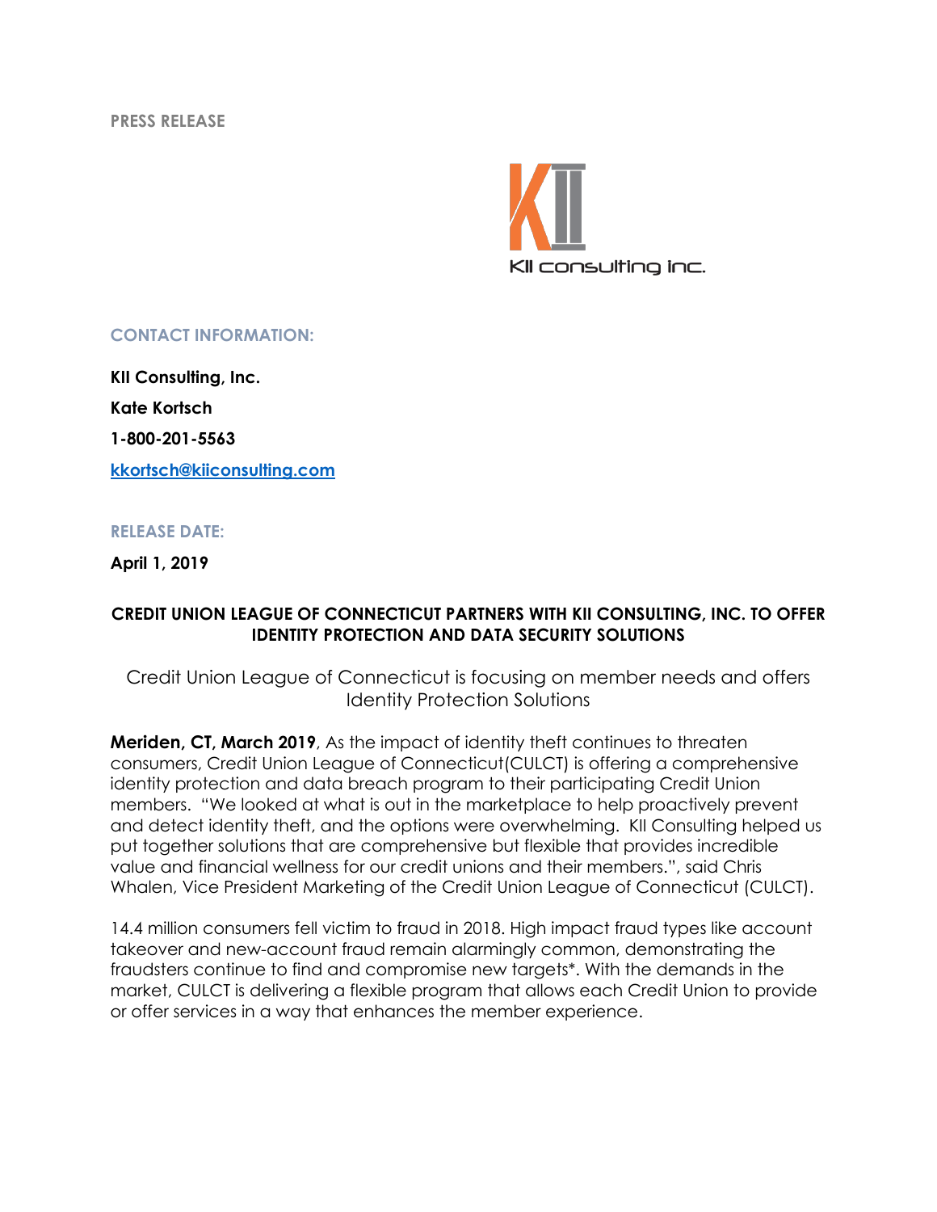**PRESS RELEASE**

KII consulting inc.

**CONTACT INFORMATION:**

**KII Consulting, Inc.**

**Kate Kortsch**

**1-800-201-5563**

**kkortsch@kiiconsulting.com**

**RELEASE DATE:**

**April 1, 2019**

**CREDIT UNION LEAGUE OF CONNECTICUT PARTNERS WITH KII CONSULTING, INC. TO OFFER IDENTITY PROTECTION AND DATA SECURITY SOLUTIONS**

Credit Union League of Connecticut is focusing on member needs and offers Identity Protection Solutions

**Meriden, CT, March 2019**, As the impact of identity theft continues to threaten consumers, Credit Union League of Connecticut(CULCT) is offering a comprehensive identity protection and data breach program to their participating Credit Union members. "We looked at what is out in the marketplace to help proactively prevent and detect identity theft, and the options were overwhelming. KII Consulting helped us put together solutions that are comprehensive but flexible that provides incredible value and financial wellness for our credit unions and their members.", said Chris Whalen, Vice President Marketing of the Credit Union League of Connecticut (CULCT).

14.4 million consumers fell victim to fraud in 2018. High impact fraud types like account takeover and new-account fraud remain alarmingly common, demonstrating the fraudsters continue to find and compromise new targets*. With the demands in the market, CULCT is delivering a flexible program that allows each Credit Union to provide or offer services in a way that enhances the member experience.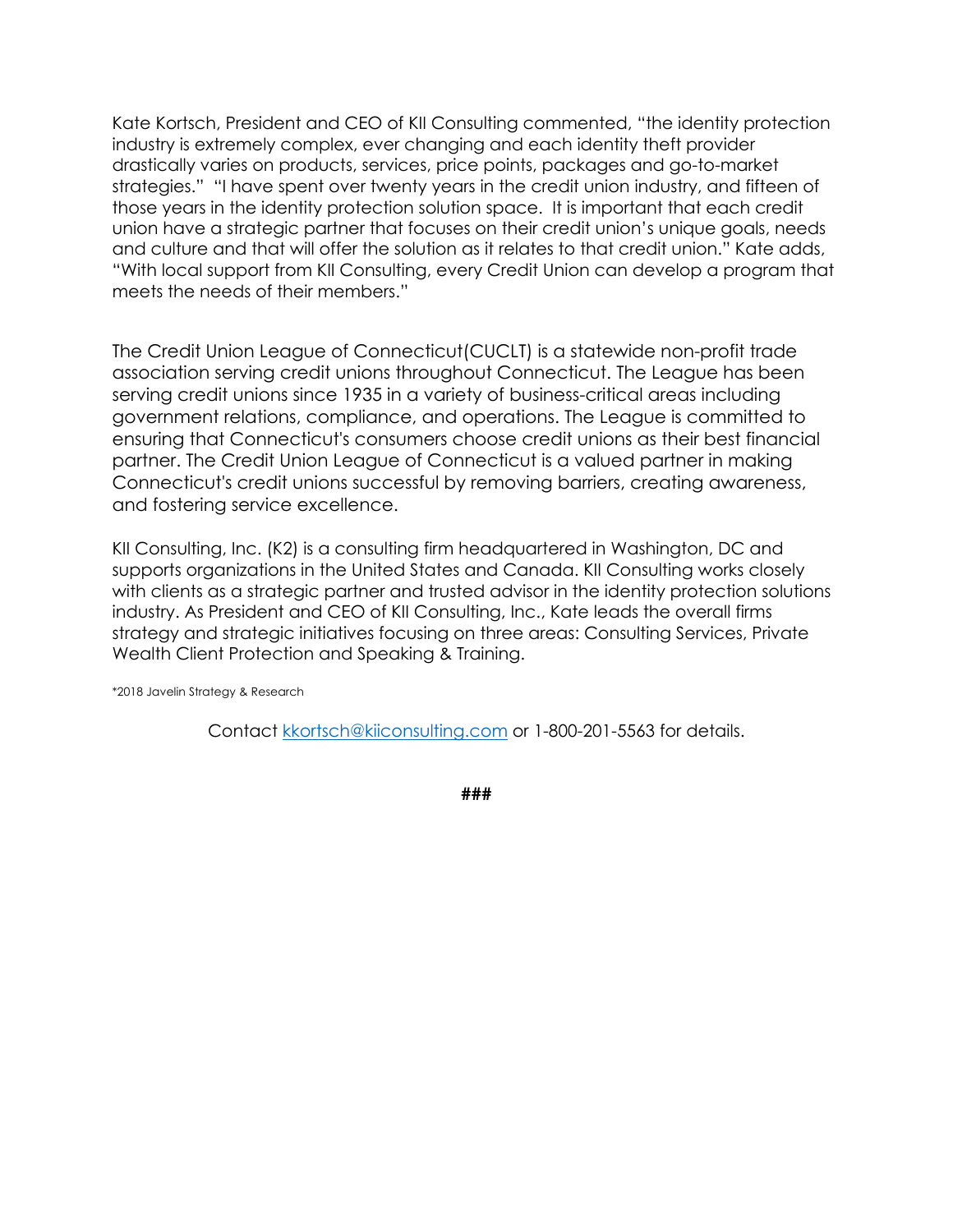Kate Kortsch, President and CEO of KII Consulting commented, "the identity protection industry is extremely complex, ever changing and each identity theft provider drastically varies on products, services, price points, packages and go-to-market strategies." "I have spent over twenty years in the credit union industry, and fifteen of those years in the identity protection solution space. It is important that each credit union have a strategic partner that focuses on their credit union's unique goals, needs and culture and that will offer the solution as it relates to that credit union." Kate adds, "With local support from KII Consulting, every Credit Union can develop a program that meets the needs of their members."

The Credit Union League of Connecticut(CUCLT) is a statewide non-profit trade association serving credit unions throughout Connecticut. The League has been serving credit unions since 1935 in a variety of business-critical areas including government relations, compliance, and operations. The League is committed to ensuring that Connecticut's consumers choose credit unions as their best financial partner. The Credit Union League of Connecticut is a valued partner in making Connecticut's credit unions successful by removing barriers, creating awareness, and fostering service excellence.

KII Consulting, Inc. (K2) is a consulting firm headquartered in Washington, DC and supports organizations in the United States and Canada. KII Consulting works closely with clients as a strategic partner and trusted advisor in the identity protection solutions industry. As President and CEO of KII Consulting, Inc., Kate leads the overall firms strategy and strategic initiatives focusing on three areas: Consulting Services, Private Wealth Client Protection and Speaking & Training.

*2018 Javelin Strategy & Research

Contact [kkortsch@kiiconsulting.com](mailto:kkortsch@kiiconsulting.com) or 1-800-201-5563 for details.

###